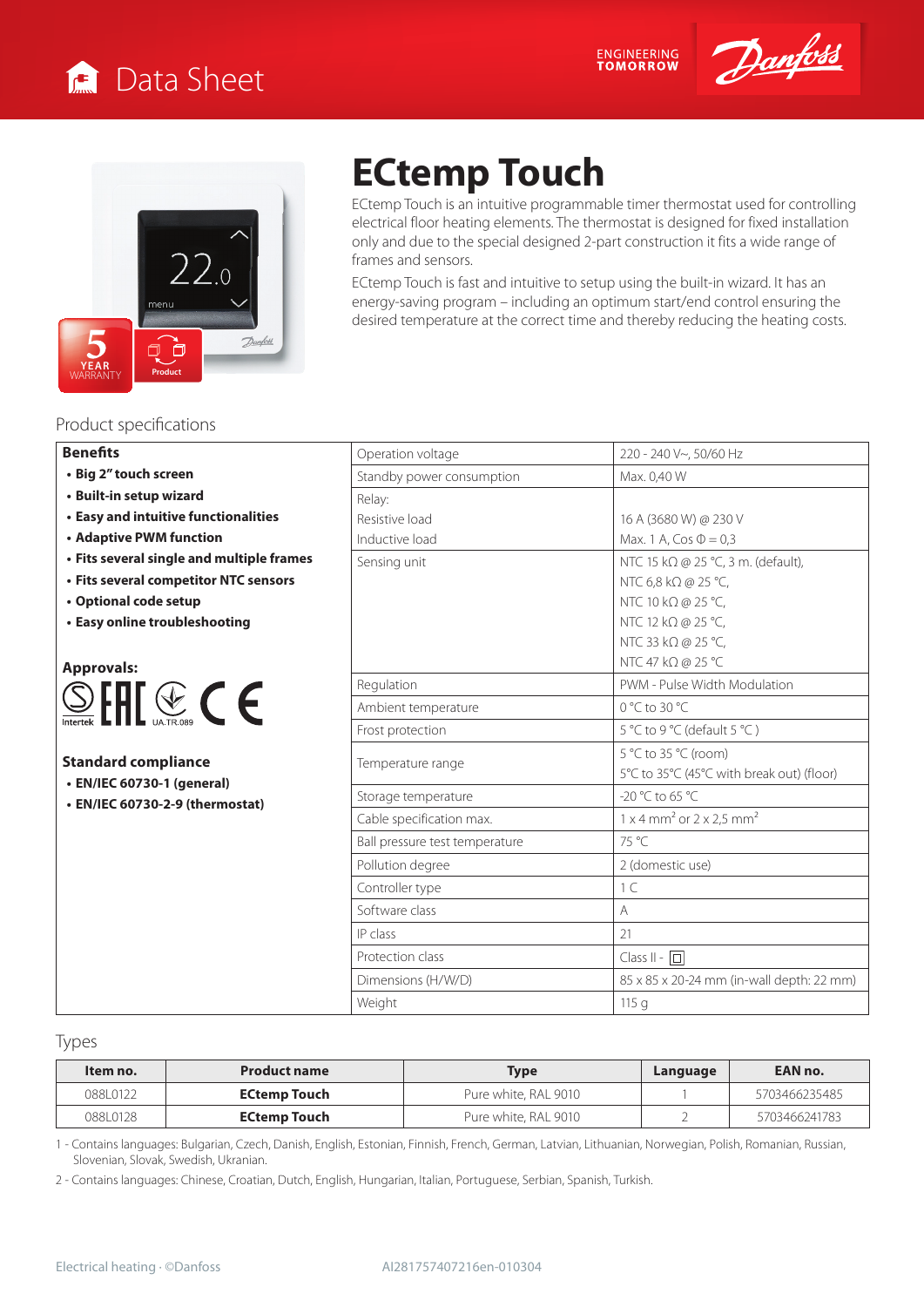# Data Sheet

ENGINEERING TOMORROW

# ECtemp Touch

ECtemp Touch is an intuitive programmable timer thermostat used for controlling electrical floor heating elements. The thermostat is designed for fixed installation only and due to the special designed 2-part construction it fits a wide range of frames and sensors.

ECtemp Touch is fast and intuitive to setup using the built-in wizard. It has an energy-saving program – including an optimum start/end control ensuring the desired temperature at the correct time and thereby reducing the heating costs.

## Product specifications

**Benefits**

- **Big 2" touch screen**
- **Built-in setup wizard**
- **Easy and intuitive functionalities**
- **Adaptive PWM function**
- **Fits several single and multiple frames**
- **Fits several competitor NTC sensors**
- **Optional code setup**
- **Easy online troubleshooting**

**Approvals:**

Intertek, EAC, UA.TR.089, CE

**Standard compliance**

- **EN/IEC 60730-1 (general)**
- **EN/IEC 60730-2-9 (thermostat)**

| | |
|---|---|
| Operation voltage | 220 - 240 V~, 50/60 Hz |
| Standby power consumption | Max. 0,40 W |
| Relay:<br>Resistive load<br>Inductive load | <br>16 A (3680 W) @ 230 V<br>Max. 1 A, Cos Φ = 0,3 |
| Sensing unit | NTC 15 kΩ @ 25 °C, 3 m. (default),<br>NTC 6,8 kΩ @ 25 °C,<br>NTC 10 kΩ @ 25 °C,<br>NTC 12 kΩ @ 25 °C,<br>NTC 33 kΩ @ 25 °C,<br>NTC 47 kΩ @ 25 °C |
| Regulation | PWM - Pulse Width Modulation |
| Ambient temperature | 0 °C to 30 °C |
| Frost protection | 5 °C to 9 °C (default 5 °C ) |
| Temperature range | 5 °C to 35 °C (room)<br>5°C to 35°C (45°C with break out) (floor) |
| Storage temperature | -20 °C to 65 °C |
| Cable specification max. | 1 x 4 mm² or 2 x 2,5 mm² |
| Ball pressure test temperature | 75 °C |
| Pollution degree | 2 (domestic use) |
| Controller type | 1 C |
| Software class | A |
| IP class | 21 |
| Protection class | Class II - ⧈ |
| Dimensions (H/W/D) | 85 x 85 x 20-24 mm (in-wall depth: 22 mm) |
| Weight | 115 g |

## Types

| Item no. | Product name | Type | Language | EAN no. |
|---|---|---|---|---|
| 088L0122 | **ECtemp Touch** | Pure white, RAL 9010 | 1 | 5703466235485 |
| 088L0128 | **ECtemp Touch** | Pure white, RAL 9010 | 2 | 5703466241783 |

1 - Contains languages: Bulgarian, Czech, Danish, English, Estonian, Finnish, French, German, Latvian, Lithuanian, Norwegian, Polish, Romanian, Russian, Slovenian, Slovak, Swedish, Ukranian.

2 - Contains languages: Chinese, Croatian, Dutch, English, Hungarian, Italian, Portuguese, Serbian, Spanish, Turkish.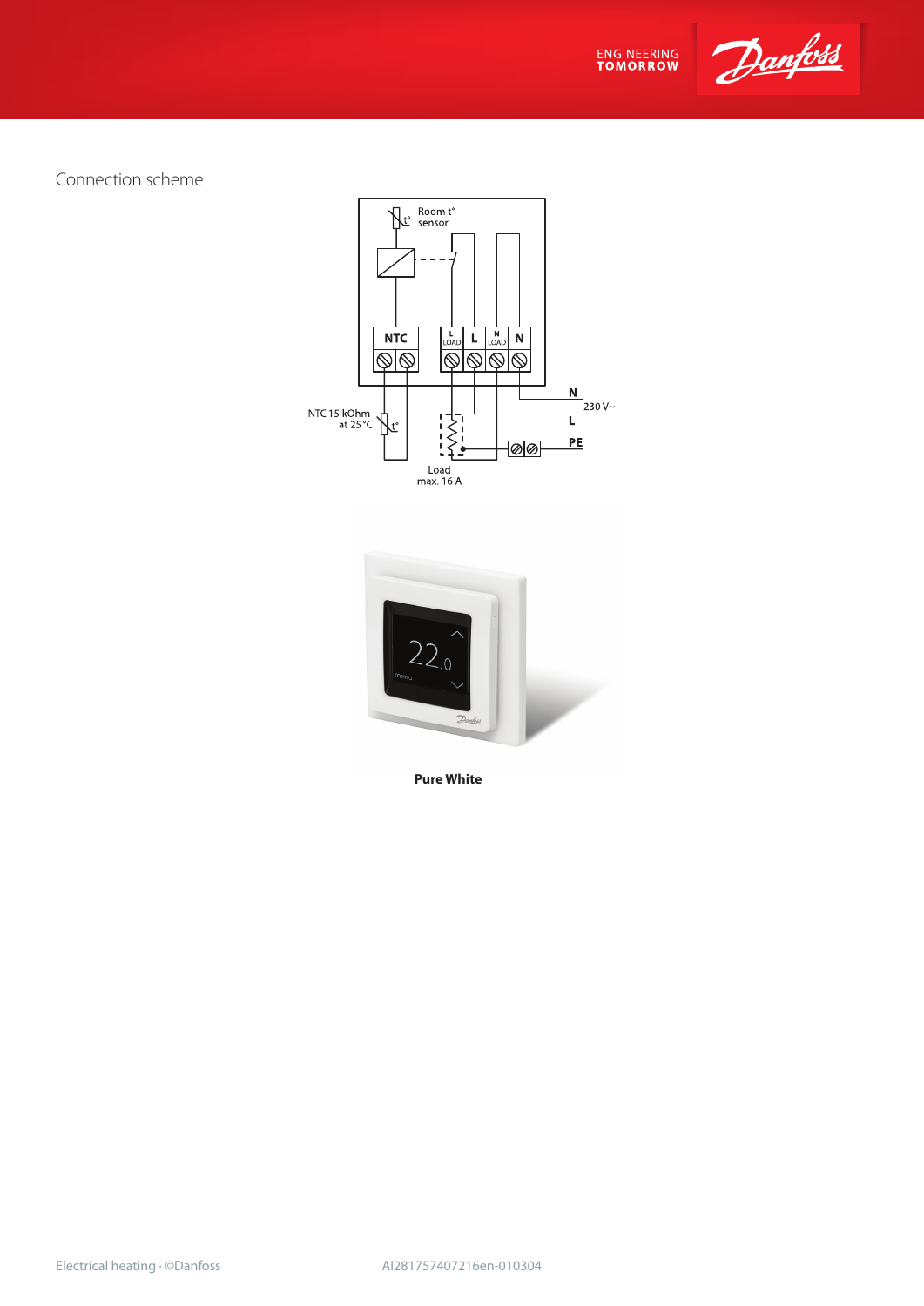## Connection scheme

Room t° sensor

NTC

L LOAD

L

N LOAD

N

N

230 V~

L

PE

NTC 15 kOhm at 25 °C

Load max. 16 A

Pure White